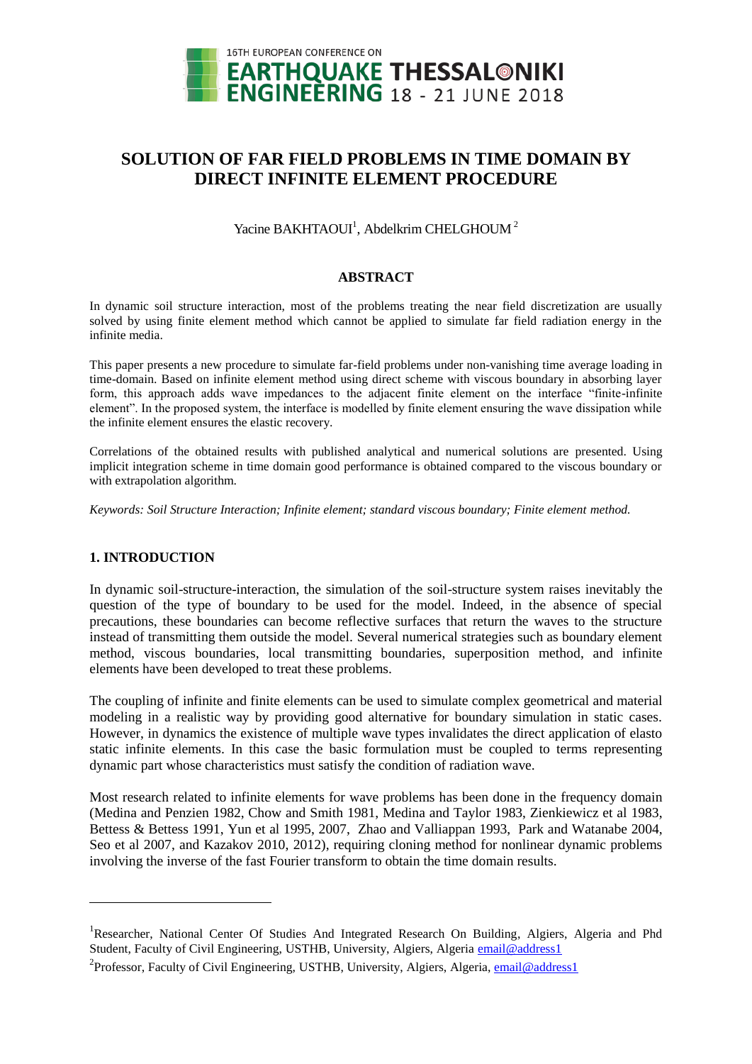# SOLUTION OF FAR FIELD PROBLEMS IN TIME DOMAIN BY DIRECT INFINITE ELEMENT PROCEDURE

Yacine BAKHTAOUI[1], Abdelkrim CHELGHOUM[2]

## ABSTRACT

In dynamic soil structure interaction, most of the problems treating the near field discretization are usually solved by using finite element method which cannot be applied to simulate far field radiation energy in the infinite media.

This paper presents a new procedure to simulate far-field problems under non-vanishing time average loading in time-domain. Based on infinite element method using direct scheme with viscous boundary in absorbing layer form, this approach adds wave impedances to the adjacent finite element on the interface "finite-infinite element". In the proposed system, the interface is modelled by finite element ensuring the wave dissipation while the infinite element ensures the elastic recovery.

Correlations of the obtained results with published analytical and numerical solutions are presented. Using implicit integration scheme in time domain good performance is obtained compared to the viscous boundary or with extrapolation algorithm.

*Keywords: Soil Structure Interaction; Infinite element; standard viscous boundary; Finite element method.*

## 1. INTRODUCTION

In dynamic soil-structure-interaction, the simulation of the soil-structure system raises inevitably the question of the type of boundary to be used for the model. Indeed, in the absence of special precautions, these boundaries can become reflective surfaces that return the waves to the structure instead of transmitting them outside the model. Several numerical strategies such as boundary element method, viscous boundaries, local transmitting boundaries, superposition method, and infinite elements have been developed to treat these problems.

The coupling of infinite and finite elements can be used to simulate complex geometrical and material modeling in a realistic way by providing good alternative for boundary simulation in static cases. However, in dynamics the existence of multiple wave types invalidates the direct application of elasto static infinite elements. In this case the basic formulation must be coupled to terms representing dynamic part whose characteristics must satisfy the condition of radiation wave.

Most research related to infinite elements for wave problems has been done in the frequency domain (Medina and Penzien 1982, Chow and Smith 1981, Medina and Taylor 1983, Zienkiewicz et al 1983, Bettess & Bettess 1991, Yun et al 1995, 2007, Zhao and Valliappan 1993, Park and Watanabe 2004, Seo et al 2007, and Kazakov 2010, 2012), requiring cloning method for nonlinear dynamic problems involving the inverse of the fast Fourier transform to obtain the time domain results.

---

[1]Researcher, National Center Of Studies And Integrated Research On Building, Algiers, Algeria and Phd Student, Faculty of Civil Engineering, USTHB, University, Algiers, Algeria email@address1

[2]Professor, Faculty of Civil Engineering, USTHB, University, Algiers, Algeria, email@address1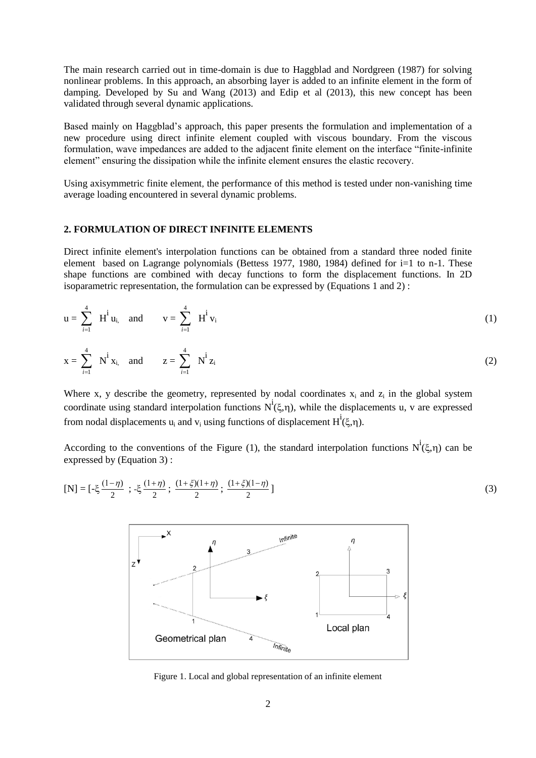The main research carried out in time-domain is due to Haggblad and Nordgreen (1987) for solving nonlinear problems. In this approach, an absorbing layer is added to an infinite element in the form of damping. Developed by Su and Wang (2013) and Edip et al (2013), this new concept has been validated through several dynamic applications.

Based mainly on Haggblad's approach, this paper presents the formulation and implementation of a new procedure using direct infinite element coupled with viscous boundary. From the viscous formulation, wave impedances are added to the adjacent finite element on the interface "finite-infinite element" ensuring the dissipation while the infinite element ensures the elastic recovery.

Using axisymmetric finite element, the performance of this method is tested under non-vanishing time average loading encountered in several dynamic problems.

## 2. FORMULATION OF DIRECT INFINITE ELEMENTS

Direct infinite element's interpolation functions can be obtained from a standard three noded finite element based on Lagrange polynomials (Bettess 1977, 1980, 1984) defined for i=1 to n-1. These shape functions are combined with decay functions to form the displacement functions. In 2D isoparametric representation, the formulation can be expressed by (Equations 1 and 2) :

$$u = \sum_{i=1}^{4} H^{i} u_{i,} \quad \text{and} \quad v = \sum_{i=1}^{4} H^{i} v_{i} \tag{1}$$

$$x = \sum_{i=1}^{4} N^{i} x_{i,} \quad \text{and} \quad z = \sum_{i=1}^{4} N^{i} z_{i} \tag{2}$$

Where x, y describe the geometry, represented by nodal coordinates $x_i$ and $z_i$ in the global system coordinate using standard interpolation functions $N^{i}(\xi,\eta)$, while the displacements u, v are expressed from nodal displacements $u_i$ and $v_i$ using functions of displacement $H^{i}(\xi,\eta)$.

According to the conventions of the Figure (1), the standard interpolation functions $N^{i}(\xi,\eta)$ can be expressed by (Equation 3) :

$$[N] = [-\xi\frac{(1-\eta)}{2}\ ;\ -\xi\frac{(1+\eta)}{2}\ ;\ \frac{(1+\xi)(1+\eta)}{2}\ ;\ \frac{(1+\xi)(1-\eta)}{2}\ ] \tag{3}$$

Figure 1. Local and global representation of an infinite element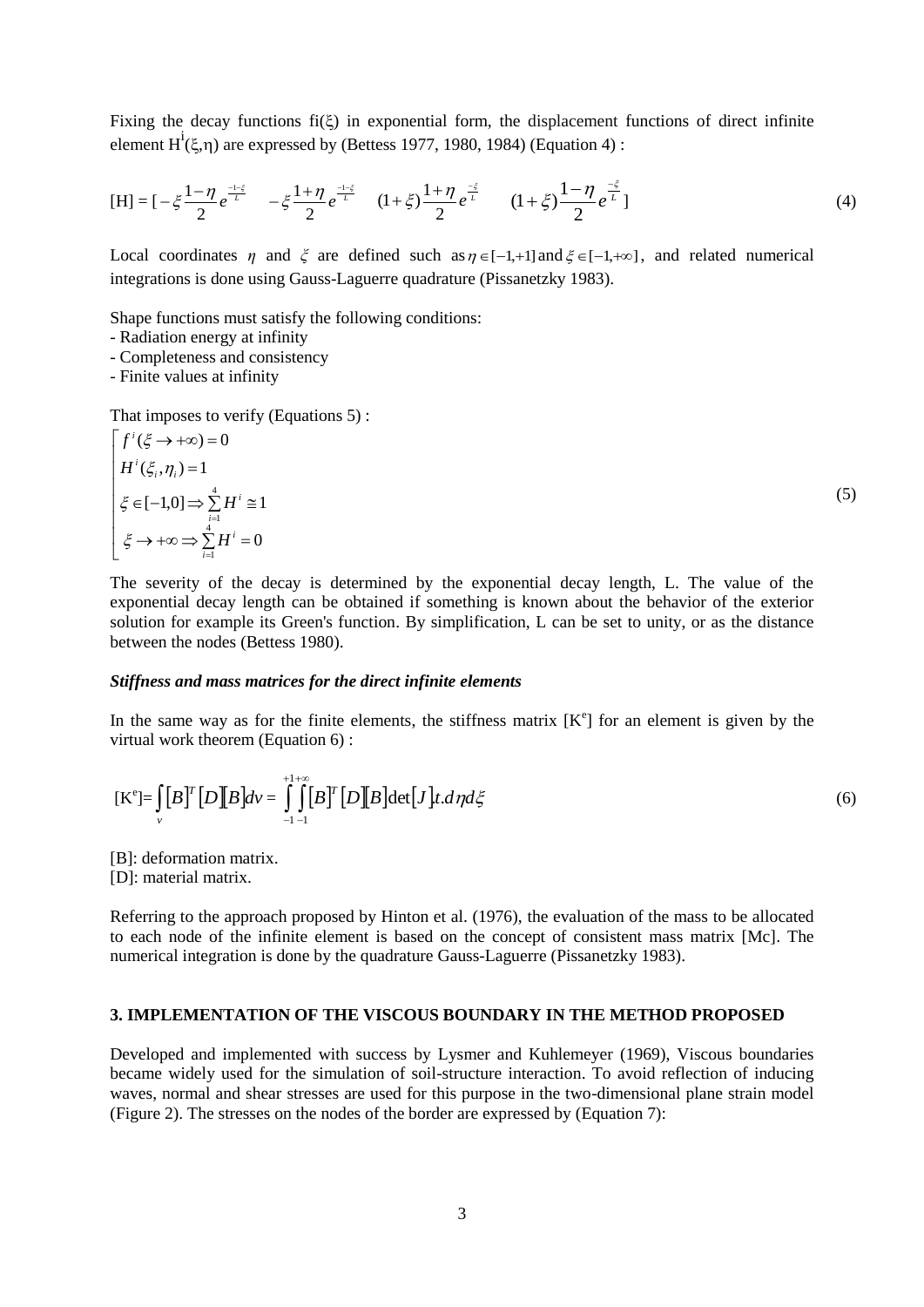Fixing the decay functions fi(ξ) in exponential form, the displacement functions of direct infinite element $H^i(\xi,\eta)$ are expressed by (Bettess 1977, 1980, 1984) (Equation 4) :

$$[H] = [-\xi\frac{1-\eta}{2}e^{\frac{-1-\xi}{L}} \quad -\xi\frac{1+\eta}{2}e^{\frac{-1-\xi}{L}} \quad (1+\xi)\frac{1+\eta}{2}e^{\frac{-\xi}{L}} \quad (1+\xi)\frac{1-\eta}{2}e^{\frac{-\xi}{L}}] \tag{4}$$

Local coordinates $\eta$ and $\xi$ are defined such as $\eta \in [-1,+1]$ and $\xi \in [-1,+\infty]$, and related numerical integrations is done using Gauss-Laguerre quadrature (Pissanetzky 1983).

Shape functions must satisfy the following conditions:
- Radiation energy at infinity
- Completeness and consistency
- Finite values at infinity

That imposes to verify (Equations 5) :

$$\begin{cases} f^i(\xi \to +\infty) = 0 \\ H^i(\xi_i,\eta_i) = 1 \\ \xi \in [-1,0] \Rightarrow \sum_{i=1}^{4} H^i \cong 1 \\ \xi \to +\infty \Rightarrow \sum_{i=1}^{4} H^i = 0 \end{cases} \tag{5}$$

The severity of the decay is determined by the exponential decay length, L. The value of the exponential decay length can be obtained if something is known about the behavior of the exterior solution for example its Green's function. By simplification, L can be set to unity, or as the distance between the nodes (Bettess 1980).

### *Stiffness and mass matrices for the direct infinite elements*

In the same way as for the finite elements, the stiffness matrix $[K^e]$ for an element is given by the virtual work theorem (Equation 6) :

$$[K^e] = \int_v [B]^T [D][B] dv = \int_{-1}^{+1}\int_{-1}^{+\infty} [B]^T [D][B] \det[J] t.d\eta d\xi \tag{6}$$

[B]: deformation matrix.
[D]: material matrix.

Referring to the approach proposed by Hinton et al. (1976), the evaluation of the mass to be allocated to each node of the infinite element is based on the concept of consistent mass matrix [Mc]. The numerical integration is done by the quadrature Gauss-Laguerre (Pissanetzky 1983).

## 3. IMPLEMENTATION OF THE VISCOUS BOUNDARY IN THE METHOD PROPOSED

Developed and implemented with success by Lysmer and Kuhlemeyer (1969), Viscous boundaries became widely used for the simulation of soil-structure interaction. To avoid reflection of inducing waves, normal and shear stresses are used for this purpose in the two-dimensional plane strain model (Figure 2). The stresses on the nodes of the border are expressed by (Equation 7):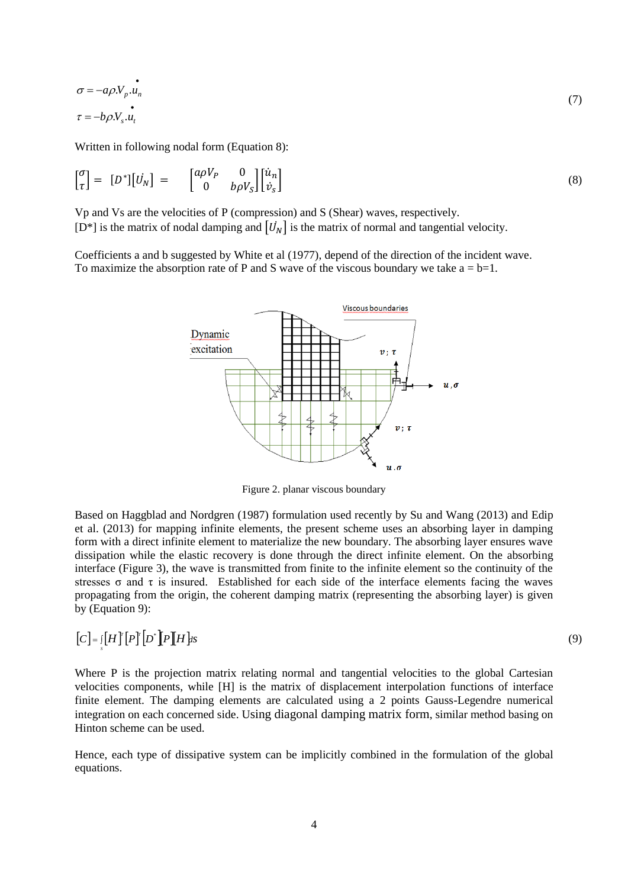$$\sigma = -a\rho.V_p.\dot{u}_n$$
$$\tau = -b\rho.V_s.\dot{u}_t \tag{7}$$

Written in following nodal form (Equation 8):

$$\begin{bmatrix}\sigma\\ \tau\end{bmatrix} = [D^*][\dot{U_N}] = \begin{bmatrix}a\rho V_P & 0\\ 0 & b\rho V_S\end{bmatrix}\begin{bmatrix}\dot{u}_n\\ \dot{v}_s\end{bmatrix} \tag{8}$$

Vp and Vs are the velocities of P (compression) and S (Shear) waves, respectively.
[D*] is the matrix of nodal damping and $[\dot{U_N}]$ is the matrix of normal and tangential velocity.

Coefficients a and b suggested by White et al (1977), depend of the direction of the incident wave. To maximize the absorption rate of P and S wave of the viscous boundary we take a = b=1.

Figure 2. planar viscous boundary

Based on Haggblad and Nordgren (1987) formulation used recently by Su and Wang (2013) and Edip et al. (2013) for mapping infinite elements, the present scheme uses an absorbing layer in damping form with a direct infinite element to materialize the new boundary. The absorbing layer ensures wave dissipation while the elastic recovery is done through the direct infinite element. On the absorbing interface (Figure 3), the wave is transmitted from finite to the infinite element so the continuity of the stresses σ and τ is insured. Established for each side of the interface elements facing the waves propagating from the origin, the coherent damping matrix (representing the absorbing layer) is given by (Equation 9):

$$[C] = \int_s [H]^T [P]^T [D^*][P][H] ds \tag{9}$$

Where P is the projection matrix relating normal and tangential velocities to the global Cartesian velocities components, while [H] is the matrix of displacement interpolation functions of interface finite element. The damping elements are calculated using a 2 points Gauss-Legendre numerical integration on each concerned side. Using diagonal damping matrix form, similar method basing on Hinton scheme can be used.

Hence, each type of dissipative system can be implicitly combined in the formulation of the global equations.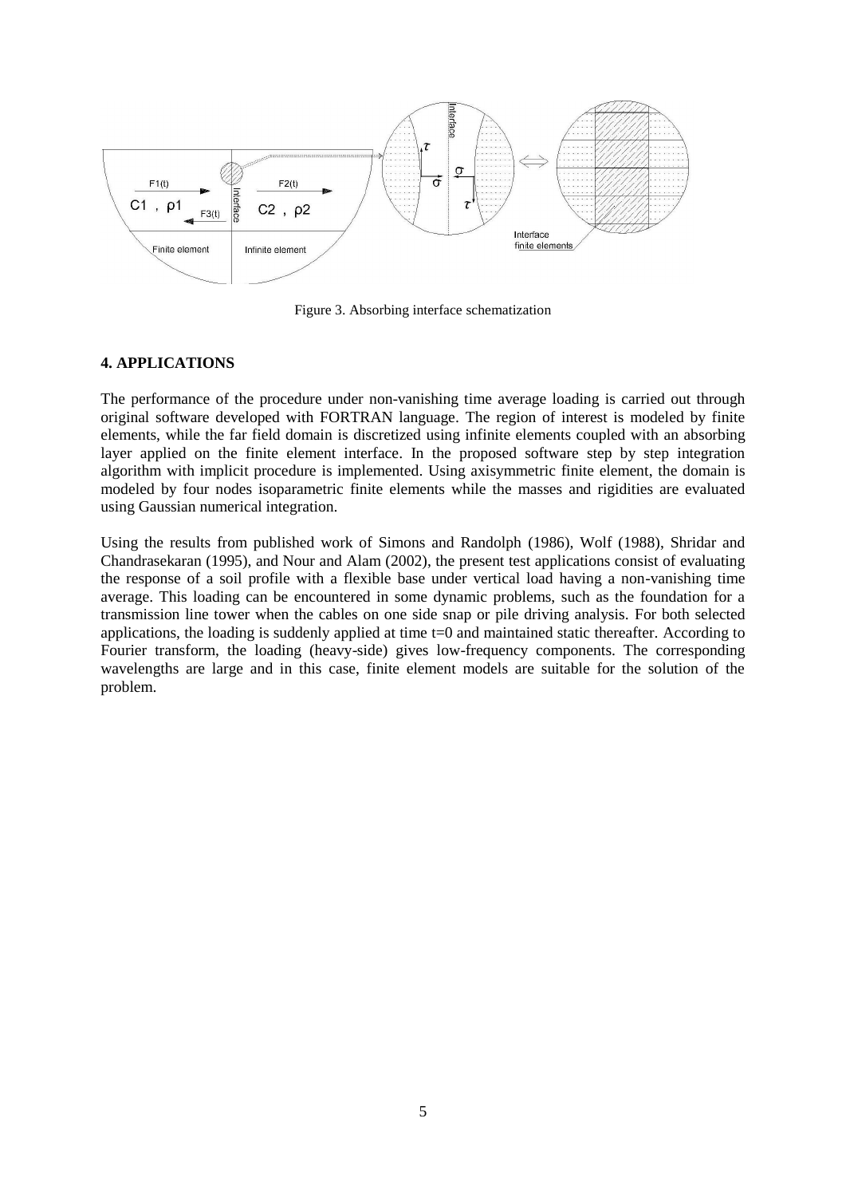Figure 3. Absorbing interface schematization

## 4. APPLICATIONS

The performance of the procedure under non-vanishing time average loading is carried out through original software developed with FORTRAN language. The region of interest is modeled by finite elements, while the far field domain is discretized using infinite elements coupled with an absorbing layer applied on the finite element interface. In the proposed software step by step integration algorithm with implicit procedure is implemented. Using axisymmetric finite element, the domain is modeled by four nodes isoparametric finite elements while the masses and rigidities are evaluated using Gaussian numerical integration.

Using the results from published work of Simons and Randolph (1986), Wolf (1988), Shridar and Chandrasekaran (1995), and Nour and Alam (2002), the present test applications consist of evaluating the response of a soil profile with a flexible base under vertical load having a non-vanishing time average. This loading can be encountered in some dynamic problems, such as the foundation for a transmission line tower when the cables on one side snap or pile driving analysis. For both selected applications, the loading is suddenly applied at time $t=0$ and maintained static thereafter. According to Fourier transform, the loading (heavy-side) gives low-frequency components. The corresponding wavelengths are large and in this case, finite element models are suitable for the solution of the problem.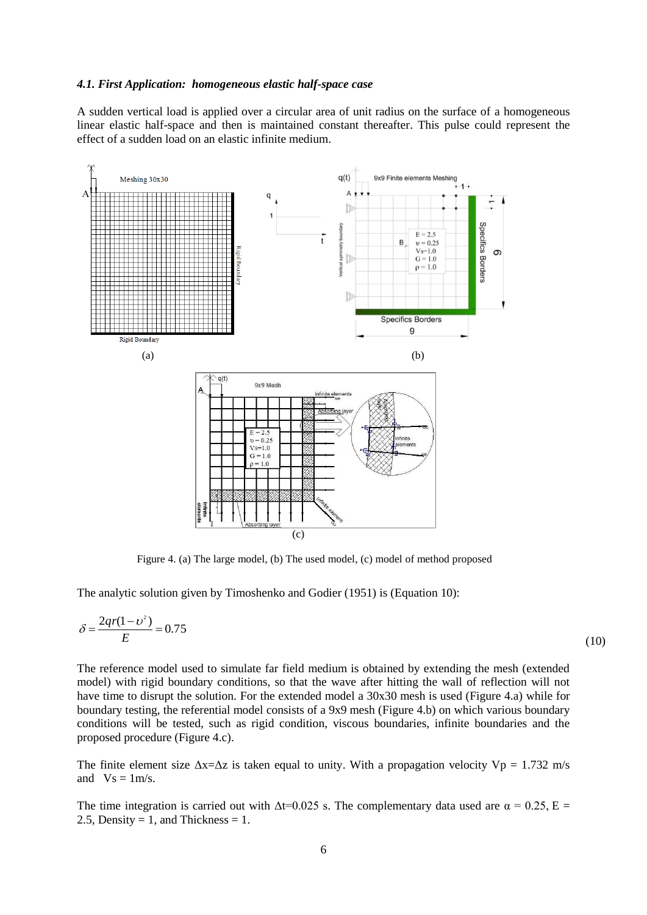### *4.1. First Application: homogeneous elastic half-space case*

A sudden vertical load is applied over a circular area of unit radius on the surface of a homogeneous linear elastic half-space and then is maintained constant thereafter. This pulse could represent the effect of a sudden load on an elastic infinite medium.

Figure 4. (a) The large model, (b) The used model, (c) model of method proposed

The analytic solution given by Timoshenko and Godier (1951) is (Equation 10):

$$\delta = \frac{2qr(1-\upsilon^2)}{E} = 0.75 \tag{10}$$

The reference model used to simulate far field medium is obtained by extending the mesh (extended model) with rigid boundary conditions, so that the wave after hitting the wall of reflection will not have time to disrupt the solution. For the extended model a 30x30 mesh is used (Figure 4.a) while for boundary testing, the referential model consists of a 9x9 mesh (Figure 4.b) on which various boundary conditions will be tested, such as rigid condition, viscous boundaries, infinite boundaries and the proposed procedure (Figure 4.c).

The finite element size $\Delta x = \Delta z$ is taken equal to unity. With a propagation velocity Vp = 1.732 m/s and Vs = 1m/s.

The time integration is carried out with $\Delta t = 0.025$ s. The complementary data used are $\alpha = 0.25$, E = 2.5, Density = 1, and Thickness = 1.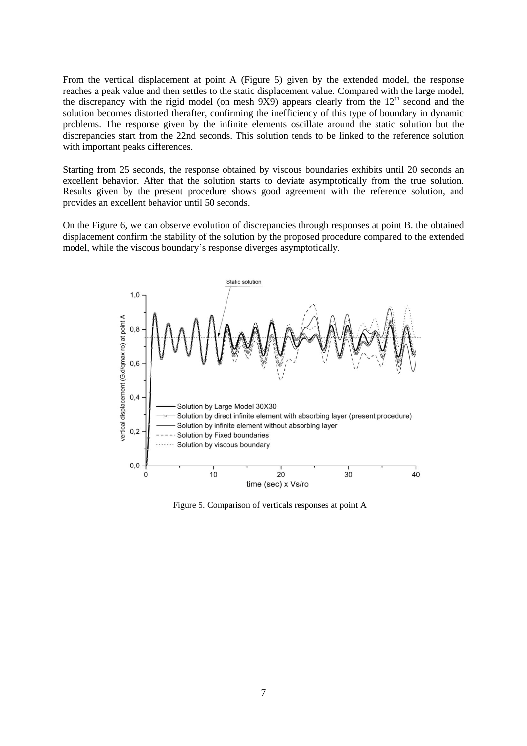From the vertical displacement at point A (Figure 5) given by the extended model, the response reaches a peak value and then settles to the static displacement value. Compared with the large model, the discrepancy with the rigid model (on mesh 9X9) appears clearly from the $12^{th}$ second and the solution becomes distorted therafter, confirming the inefficiency of this type of boundary in dynamic problems. The response given by the infinite elements oscillate around the static solution but the discrepancies start from the 22nd seconds. This solution tends to be linked to the reference solution with important peaks differences.

Starting from 25 seconds, the response obtained by viscous boundaries exhibits until 20 seconds an excellent behavior. After that the solution starts to deviate asymptotically from the true solution. Results given by the present procedure shows good agreement with the reference solution, and provides an excellent behavior until 50 seconds.

On the Figure 6, we can observe evolution of discrepancies through responses at point B. the obtained displacement confirm the stability of the solution by the proposed procedure compared to the extended model, while the viscous boundary's response diverges asymptotically.

Figure 5. Comparison of verticals responses at point A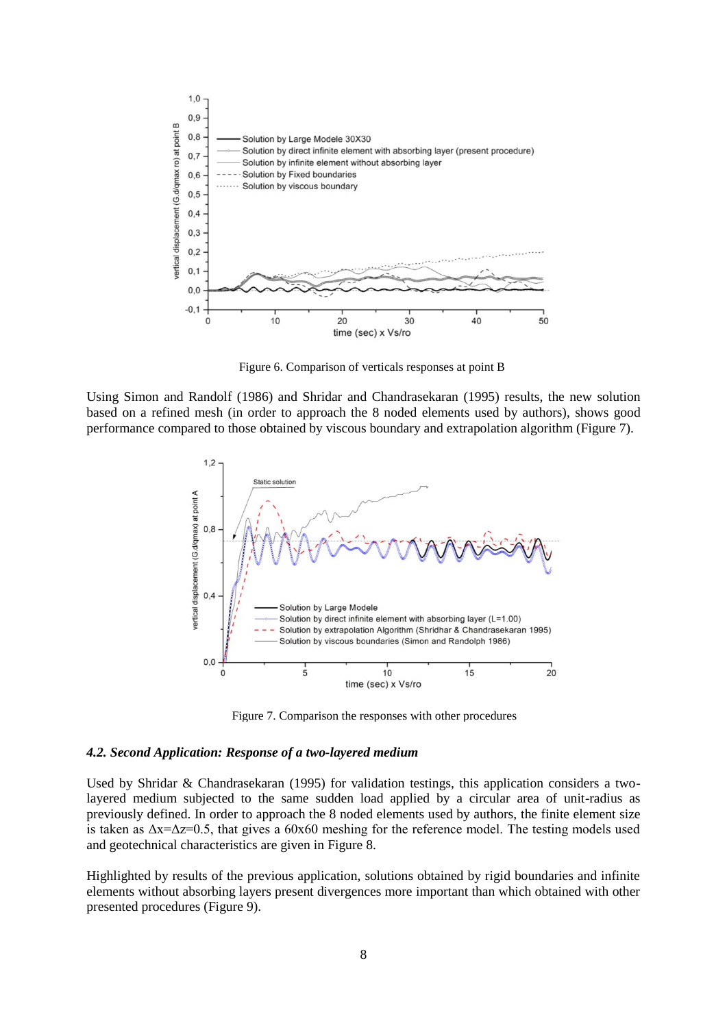Figure 6. Comparison of verticals responses at point B

Using Simon and Randolf (1986) and Shridar and Chandrasekaran (1995) results, the new solution based on a refined mesh (in order to approach the 8 noded elements used by authors), shows good performance compared to those obtained by viscous boundary and extrapolation algorithm (Figure 7).

Figure 7. Comparison the responses with other procedures

### *4.2. Second Application: Response of a two-layered medium*

Used by Shridar & Chandrasekaran (1995) for validation testings, this application considers a two-layered medium subjected to the same sudden load applied by a circular area of unit-radius as previously defined. In order to approach the 8 noded elements used by authors, the finite element size is taken as $\Delta x = \Delta z = 0.5$, that gives a 60x60 meshing for the reference model. The testing models used and geotechnical characteristics are given in Figure 8.

Highlighted by results of the previous application, solutions obtained by rigid boundaries and infinite elements without absorbing layers present divergences more important than which obtained with other presented procedures (Figure 9).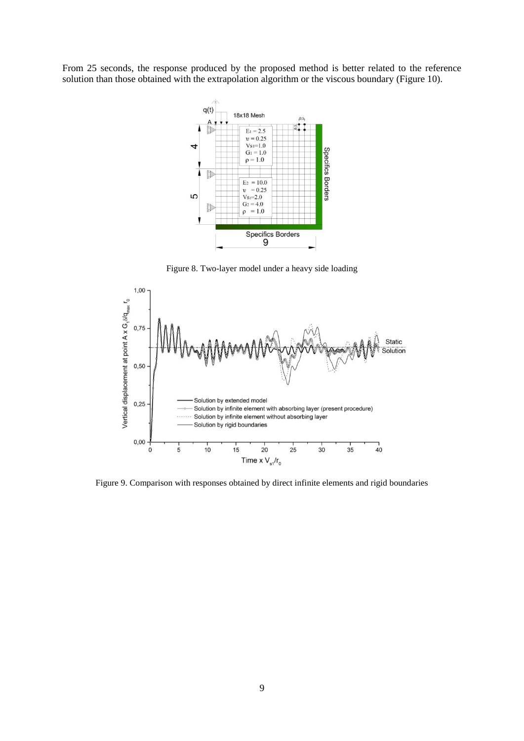From 25 seconds, the response produced by the proposed method is better related to the reference solution than those obtained with the extrapolation algorithm or the viscous boundary (Figure 10).

Figure 8. Two-layer model under a heavy side loading

Figure 9. Comparison with responses obtained by direct infinite elements and rigid boundaries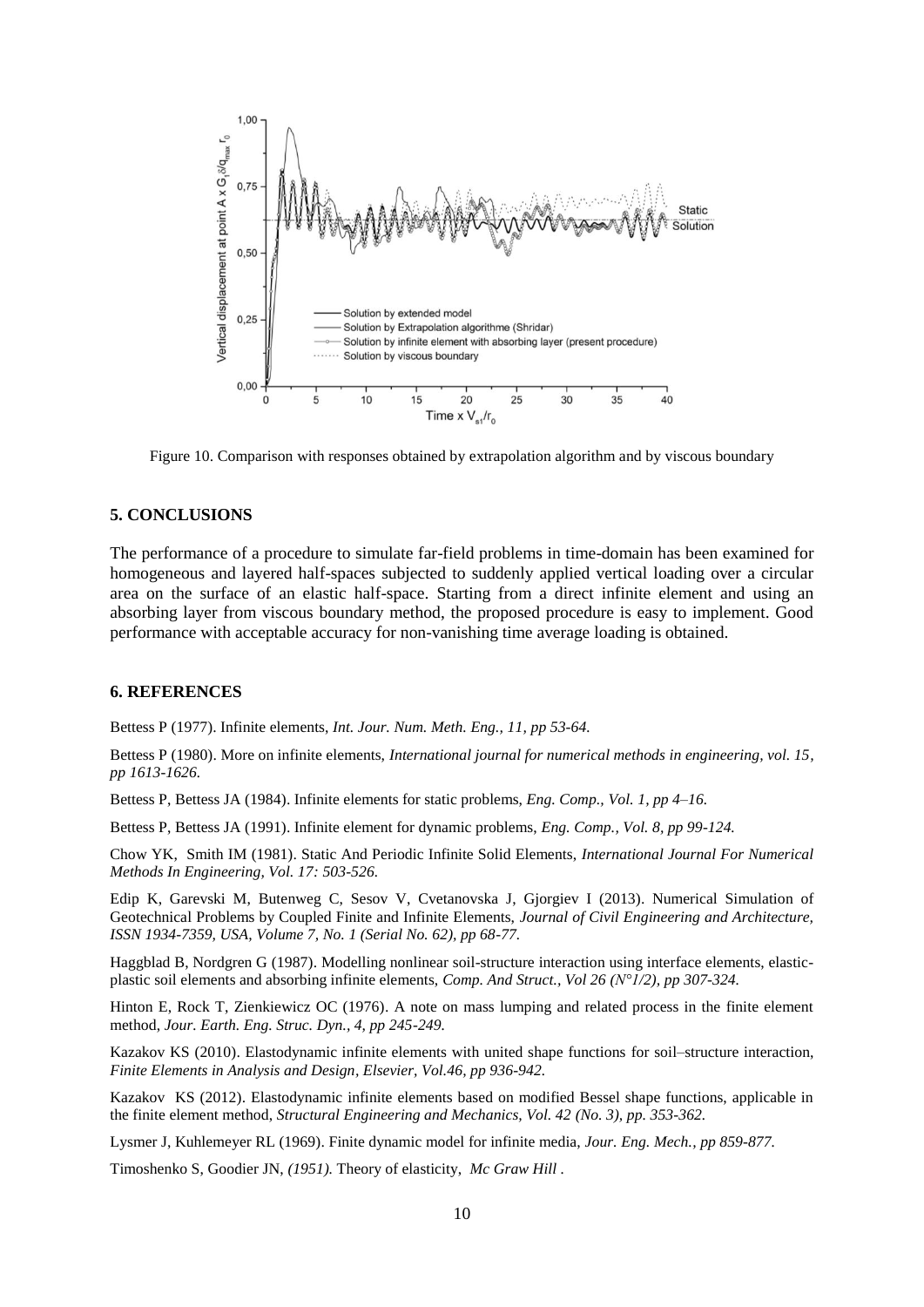Figure 10. Comparison with responses obtained by extrapolation algorithm and by viscous boundary

## 5. CONCLUSIONS

The performance of a procedure to simulate far-field problems in time-domain has been examined for homogeneous and layered half-spaces subjected to suddenly applied vertical loading over a circular area on the surface of an elastic half-space. Starting from a direct infinite element and using an absorbing layer from viscous boundary method, the proposed procedure is easy to implement. Good performance with acceptable accuracy for non-vanishing time average loading is obtained.

## 6. REFERENCES

Bettess P (1977). Infinite elements, *Int. Jour. Num. Meth. Eng., 11, pp 53-64.*

Bettess P (1980). More on infinite elements, *International journal for numerical methods in engineering, vol. 15, pp 1613-1626.*

Bettess P, Bettess JA (1984). Infinite elements for static problems, *Eng. Comp., Vol. 1, pp 4–16.*

Bettess P, Bettess JA (1991). Infinite element for dynamic problems, *Eng. Comp., Vol. 8, pp 99-124.*

Chow YK, Smith IM (1981). Static And Periodic Infinite Solid Elements, *International Journal For Numerical Methods In Engineering, Vol. 17: 503-526.*

Edip K, Garevski M, Butenweg C, Sesov V, Cvetanovska J, Gjorgiev I (2013). Numerical Simulation of Geotechnical Problems by Coupled Finite and Infinite Elements, *Journal of Civil Engineering and Architecture, ISSN 1934-7359, USA, Volume 7, No. 1 (Serial No. 62), pp 68-77.*

Haggblad B, Nordgren G (1987). Modelling nonlinear soil-structure interaction using interface elements, elastic-plastic soil elements and absorbing infinite elements, *Comp. And Struct., Vol 26 (N°1/2), pp 307-324.*

Hinton E, Rock T, Zienkiewicz OC (1976). A note on mass lumping and related process in the finite element method, *Jour. Earth. Eng. Struc. Dyn., 4, pp 245-249.*

Kazakov KS (2010). Elastodynamic infinite elements with united shape functions for soil–structure interaction, *Finite Elements in Analysis and Design, Elsevier, Vol.46, pp 936-942.*

Kazakov KS (2012). Elastodynamic infinite elements based on modified Bessel shape functions, applicable in the finite element method, *Structural Engineering and Mechanics, Vol. 42 (No. 3), pp. 353-362.*

Lysmer J, Kuhlemeyer RL (1969). Finite dynamic model for infinite media, *Jour. Eng. Mech., pp 859-877.*

Timoshenko S, Goodier JN, *(1951).* Theory of elasticity, *Mc Graw Hill* .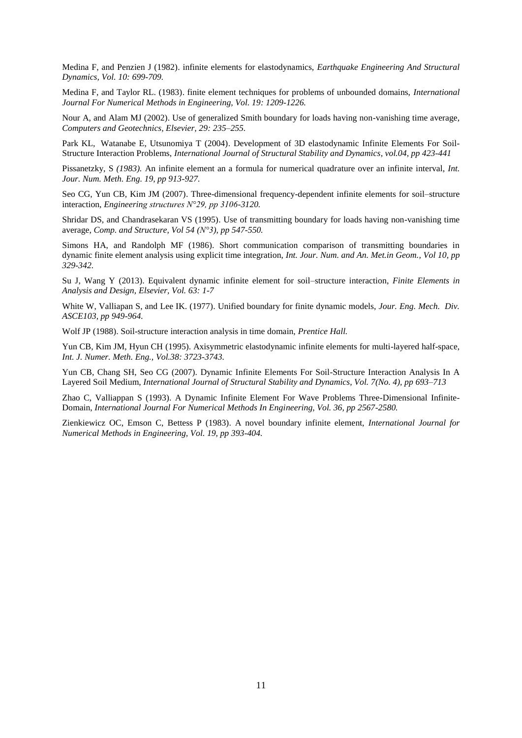Medina F, and Penzien J (1982). infinite elements for elastodynamics, *Earthquake Engineering And Structural Dynamics, Vol. 10: 699-709.*

Medina F, and Taylor RL. (1983). finite element techniques for problems of unbounded domains, *International Journal For Numerical Methods in Engineering, Vol. 19: 1209-1226.*

Nour A, and Alam MJ (2002). Use of generalized Smith boundary for loads having non-vanishing time average, *Computers and Geotechnics, Elsevier, 29: 235–255.*

Park KL, Watanabe E, Utsunomiya T (2004). Development of 3D elastodynamic Infinite Elements For Soil-Structure Interaction Problems, *International Journal of Structural Stability and Dynamics, vol.04, pp 423-441*

Pissanetzky, S *(1983).* An infinite element an a formula for numerical quadrature over an infinite interval, *Int. Jour. Num. Meth. Eng. 19, pp 913-927.*

Seo CG, Yun CB, Kim JM (2007). Three-dimensional frequency-dependent infinite elements for soil–structure interaction, *Engineering structures N°29, pp 3106-3120.*

Shridar DS, and Chandrasekaran VS (1995). Use of transmitting boundary for loads having non-vanishing time average, *Comp. and Structure, Vol 54 (N°3), pp 547-550.*

Simons HA, and Randolph MF (1986). Short communication comparison of transmitting boundaries in dynamic finite element analysis using explicit time integration, *Int. Jour. Num. and An. Met.in Geom., Vol 10, pp 329-342.*

Su J, Wang Y (2013). Equivalent dynamic infinite element for soil–structure interaction, *Finite Elements in Analysis and Design, Elsevier, Vol. 63: 1-7*

White W, Valliapan S, and Lee IK. (1977). Unified boundary for finite dynamic models, *Jour. Eng. Mech. Div. ASCE103, pp 949-964.*

Wolf JP (1988). Soil-structure interaction analysis in time domain, *Prentice Hall.*

Yun CB, Kim JM, Hyun CH (1995). Axisymmetric elastodynamic infinite elements for multi-layered half-space, *Int. J. Numer. Meth. Eng., Vol.38: 3723-3743.*

Yun CB, Chang SH, Seo CG (2007). Dynamic Infinite Elements For Soil-Structure Interaction Analysis In A Layered Soil Medium, *International Journal of Structural Stability and Dynamics, Vol. 7(No. 4), pp 693–713*

Zhao C, Valliappan S (1993). A Dynamic Infinite Element For Wave Problems Three-Dimensional Infinite-Domain, *International Journal For Numerical Methods In Engineering, Vol. 36, pp 2567-2580.*

Zienkiewicz OC, Emson C, Bettess P (1983). A novel boundary infinite element, *International Journal for Numerical Methods in Engineering, Vol. 19, pp 393-404.*